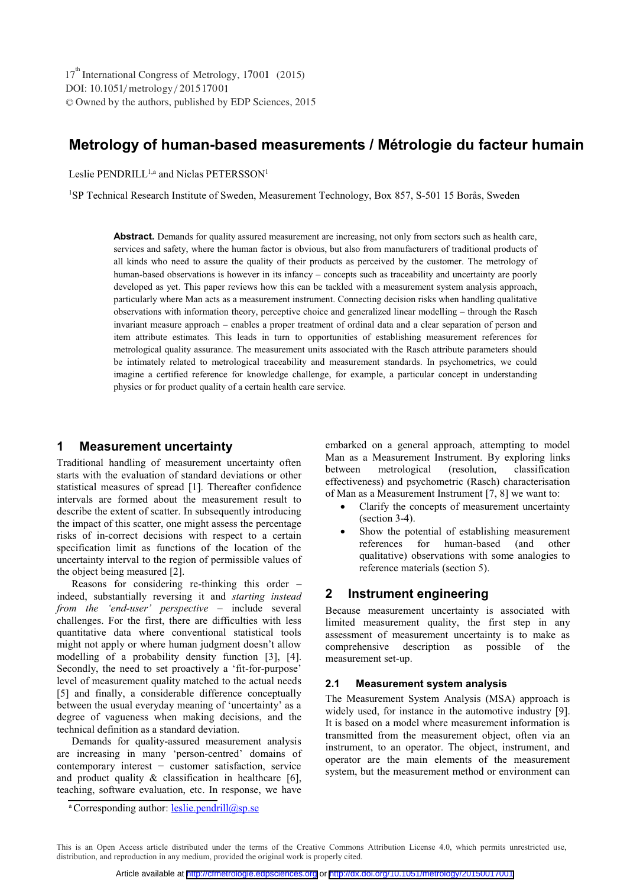# Metrology of human-based measurements / Métrologie du facteur humain

Leslie PENDRILL[1,a] and Niclas PETERSSON[1]

[1]SP Technical Research Institute of Sweden, Measurement Technology, Box 857, S-501 15 Borås, Sweden

**Abstract.** Demands for quality assured measurement are increasing, not only from sectors such as health care, services and safety, where the human factor is obvious, but also from manufacturers of traditional products of all kinds who need to assure the quality of their products as perceived by the customer. The metrology of human-based observations is however in its infancy – concepts such as traceability and uncertainty are poorly developed as yet. This paper reviews how this can be tackled with a measurement system analysis approach, particularly where Man acts as a measurement instrument. Connecting decision risks when handling qualitative observations with information theory, perceptive choice and generalized linear modelling – through the Rasch invariant measure approach – enables a proper treatment of ordinal data and a clear separation of person and item attribute estimates. This leads in turn to opportunities of establishing measurement references for metrological quality assurance. The measurement units associated with the Rasch attribute parameters should be intimately related to metrological traceability and measurement standards. In psychometrics, we could imagine a certified reference for knowledge challenge, for example, a particular concept in understanding physics or for product quality of a certain health care service.

## 1 Measurement uncertainty

Traditional handling of measurement uncertainty often starts with the evaluation of standard deviations or other statistical measures of spread [1]. Thereafter confidence intervals are formed about the measurement result to describe the extent of scatter. In subsequently introducing the impact of this scatter, one might assess the percentage risks of in-correct decisions with respect to a certain specification limit as functions of the location of the uncertainty interval to the region of permissible values of the object being measured [2].

Reasons for considering re-thinking this order – indeed, substantially reversing it and *starting instead from the 'end-user' perspective* – include several challenges. For the first, there are difficulties with less quantitative data where conventional statistical tools might not apply or where human judgment doesn't allow modelling of a probability density function [3], [4]. Secondly, the need to set proactively a 'fit-for-purpose' level of measurement quality matched to the actual needs [5] and finally, a considerable difference conceptually between the usual everyday meaning of 'uncertainty' as a degree of vagueness when making decisions, and the technical definition as a standard deviation.

Demands for quality-assured measurement analysis are increasing in many 'person-centred' domains of contemporary interest − customer satisfaction, service and product quality & classification in healthcare [6], teaching, software evaluation, etc. In response, we have embarked on a general approach, attempting to model Man as a Measurement Instrument. By exploring links between metrological (resolution, classification effectiveness) and psychometric (Rasch) characterisation of Man as a Measurement Instrument [7, 8] we want to:

- Clarify the concepts of measurement uncertainty (section 3-4).
- Show the potential of establishing measurement references for human-based (and other qualitative) observations with some analogies to reference materials (section 5).

## 2 Instrument engineering

Because measurement uncertainty is associated with limited measurement quality, the first step in any assessment of measurement uncertainty is to make as comprehensive description as possible of the measurement set-up.

### 2.1 Measurement system analysis

The Measurement System Analysis (MSA) approach is widely used, for instance in the automotive industry [9]. It is based on a model where measurement information is transmitted from the measurement object, often via an instrument, to an operator. The object, instrument, and operator are the main elements of the measurement system, but the measurement method or environment can

[a] Corresponding author: leslie.pendrill@sp.se

This is an Open Access article distributed under the terms of the Creative Commons Attribution License 4.0, which permits unrestricted use, distribution, and reproduction in any medium, provided the original work is properly cited.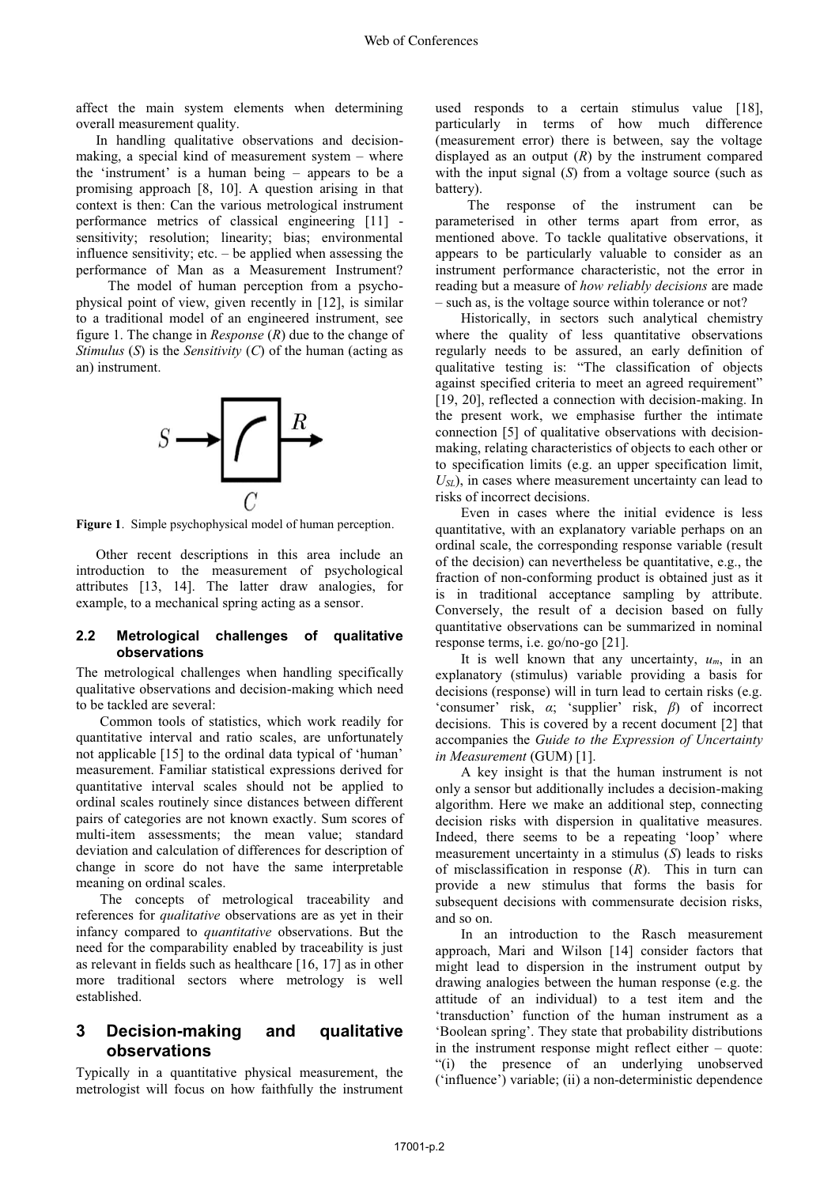affect the main system elements when determining overall measurement quality.

In handling qualitative observations and decision-making, a special kind of measurement system – where the 'instrument' is a human being – appears to be a promising approach [8, 10]. A question arising in that context is then: Can the various metrological instrument performance metrics of classical engineering [11] - sensitivity; resolution; linearity; bias; environmental influence sensitivity; etc. – be applied when assessing the performance of Man as a Measurement Instrument?

The model of human perception from a psycho-physical point of view, given recently in [12], is similar to a traditional model of an engineered instrument, see figure 1. The change in *Response* ($R$) due to the change of *Stimulus* ($S$) is the *Sensitivity* ($C$) of the human (acting as an) instrument.

**Figure 1**. Simple psychophysical model of human perception.

Other recent descriptions in this area include an introduction to the measurement of psychological attributes [13, 14]. The latter draw analogies, for example, to a mechanical spring acting as a sensor.

### 2.2 Metrological challenges of qualitative observations

The metrological challenges when handling specifically qualitative observations and decision-making which need to be tackled are several:

Common tools of statistics, which work readily for quantitative interval and ratio scales, are unfortunately not applicable [15] to the ordinal data typical of 'human' measurement. Familiar statistical expressions derived for quantitative interval scales should not be applied to ordinal scales routinely since distances between different pairs of categories are not known exactly. Sum scores of multi-item assessments; the mean value; standard deviation and calculation of differences for description of change in score do not have the same interpretable meaning on ordinal scales.

The concepts of metrological traceability and references for *qualitative* observations are as yet in their infancy compared to *quantitative* observations. But the need for the comparability enabled by traceability is just as relevant in fields such as healthcare [16, 17] as in other more traditional sectors where metrology is well established.

## 3 Decision-making and qualitative observations

Typically in a quantitative physical measurement, the metrologist will focus on how faithfully the instrument used responds to a certain stimulus value [18], particularly in terms of how much difference (measurement error) there is between, say the voltage displayed as an output ($R$) by the instrument compared with the input signal ($S$) from a voltage source (such as battery).

The response of the instrument can be parameterised in other terms apart from error, as mentioned above. To tackle qualitative observations, it appears to be particularly valuable to consider as an instrument performance characteristic, not the error in reading but a measure of *how reliably decisions* are made – such as, is the voltage source within tolerance or not?

Historically, in sectors such analytical chemistry where the quality of less quantitative observations regularly needs to be assured, an early definition of qualitative testing is: "The classification of objects against specified criteria to meet an agreed requirement" [19, 20], reflected a connection with decision-making. In the present work, we emphasise further the intimate connection [5] of qualitative observations with decision-making, relating characteristics of objects to each other or to specification limits (e.g. an upper specification limit, $U_{SL}$), in cases where measurement uncertainty can lead to risks of incorrect decisions.

Even in cases where the initial evidence is less quantitative, with an explanatory variable perhaps on an ordinal scale, the corresponding response variable (result of the decision) can nevertheless be quantitative, e.g., the fraction of non-conforming product is obtained just as it is in traditional acceptance sampling by attribute. Conversely, the result of a decision based on fully quantitative observations can be summarized in nominal response terms, i.e. go/no-go [21].

It is well known that any uncertainty, $u_m$, in an explanatory (stimulus) variable providing a basis for decisions (response) will in turn lead to certain risks (e.g. 'consumer' risk, $\alpha$; 'supplier' risk, $\beta$) of incorrect decisions. This is covered by a recent document [2] that accompanies the *Guide to the Expression of Uncertainty in Measurement* (GUM) [1].

A key insight is that the human instrument is not only a sensor but additionally includes a decision-making algorithm. Here we make an additional step, connecting decision risks with dispersion in qualitative measures. Indeed, there seems to be a repeating 'loop' where measurement uncertainty in a stimulus ($S$) leads to risks of misclassification in response ($R$). This in turn can provide a new stimulus that forms the basis for subsequent decisions with commensurate decision risks, and so on.

In an introduction to the Rasch measurement approach, Mari and Wilson [14] consider factors that might lead to dispersion in the instrument output by drawing analogies between the human response (e.g. the attitude of an individual) to a test item and the 'transduction' function of the human instrument as a 'Boolean spring'. They state that probability distributions in the instrument response might reflect either – quote: "(i) the presence of an underlying unobserved ('influence') variable; (ii) a non-deterministic dependence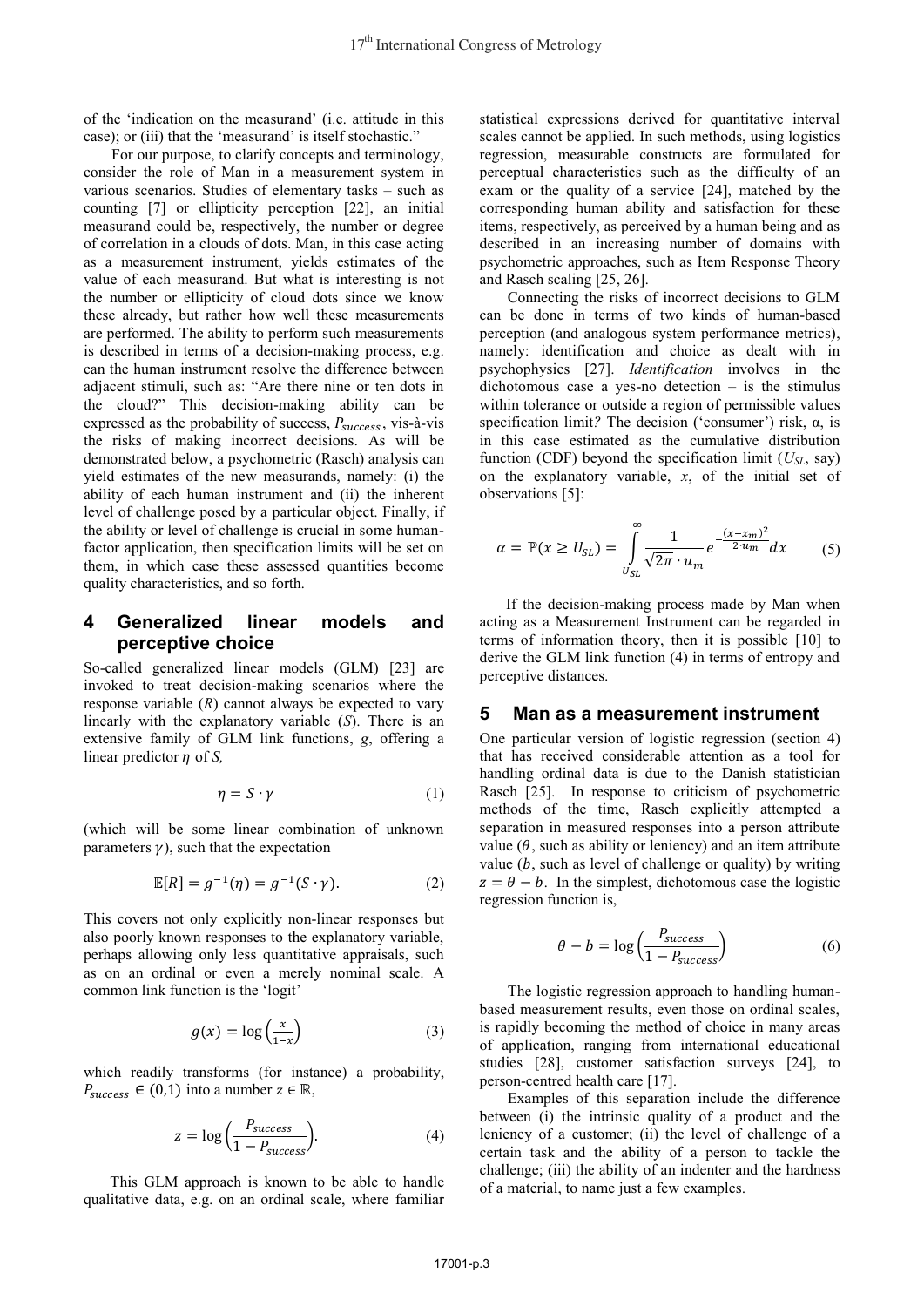of the 'indication on the measurand' (i.e. attitude in this case); or (iii) that the 'measurand' is itself stochastic."

For our purpose, to clarify concepts and terminology, consider the role of Man in a measurement system in various scenarios. Studies of elementary tasks – such as counting [7] or ellipticity perception [22], an initial measurand could be, respectively, the number or degree of correlation in a clouds of dots. Man, in this case acting as a measurement instrument, yields estimates of the value of each measurand. But what is interesting is not the number or ellipticity of cloud dots since we know these already, but rather how well these measurements are performed. The ability to perform such measurements is described in terms of a decision-making process, e.g. can the human instrument resolve the difference between adjacent stimuli, such as: "Are there nine or ten dots in the cloud?" This decision-making ability can be expressed as the probability of success, $P_{success}$, vis-à-vis the risks of making incorrect decisions. As will be demonstrated below, a psychometric (Rasch) analysis can yield estimates of the new measurands, namely: (i) the ability of each human instrument and (ii) the inherent level of challenge posed by a particular object. Finally, if the ability or level of challenge is crucial in some human-factor application, then specification limits will be set on them, in which case these assessed quantities become quality characteristics, and so forth.

## 4 Generalized linear models and perceptive choice

So-called generalized linear models (GLM) [23] are invoked to treat decision-making scenarios where the response variable ($R$) cannot always be expected to vary linearly with the explanatory variable ($S$). There is an extensive family of GLM link functions, $g$, offering a linear predictor $\eta$ of $S$,

$$\eta = S \cdot \gamma \tag{1}$$

(which will be some linear combination of unknown parameters $\gamma$), such that the expectation

$$\mathbb{E}[R] = g^{-1}(\eta) = g^{-1}(S \cdot \gamma). \tag{2}$$

This covers not only explicitly non-linear responses but also poorly known responses to the explanatory variable, perhaps allowing only less quantitative appraisals, such as on an ordinal or even a merely nominal scale. A common link function is the 'logit'

$$g(x) = \log\left(\frac{x}{1-x}\right) \tag{3}$$

which readily transforms (for instance) a probability, $P_{success} \in (0,1)$ into a number $z \in \mathbb{R}$,

$$z = \log\left(\frac{P_{success}}{1 - P_{success}}\right). \tag{4}$$

This GLM approach is known to be able to handle qualitative data, e.g. on an ordinal scale, where familiar statistical expressions derived for quantitative interval scales cannot be applied. In such methods, using logistics regression, measurable constructs are formulated for perceptual characteristics such as the difficulty of an exam or the quality of a service [24], matched by the corresponding human ability and satisfaction for these items, respectively, as perceived by a human being and as described in an increasing number of domains with psychometric approaches, such as Item Response Theory and Rasch scaling [25, 26].

Connecting the risks of incorrect decisions to GLM can be done in terms of two kinds of human-based perception (and analogous system performance metrics), namely: identification and choice as dealt with in psychophysics [27]. *Identification* involves in the dichotomous case a yes-no detection – is the stimulus within tolerance or outside a region of permissible values specification limit? The decision ('consumer') risk, α, is in this case estimated as the cumulative distribution function (CDF) beyond the specification limit ($U_{SL}$, say) on the explanatory variable, $x$, of the initial set of observations [5]:

$$\alpha = \mathbb{P}(x \geq U_{SL}) = \int_{U_{SL}}^{\infty} \frac{1}{\sqrt{2\pi} \cdot u_m} e^{-\frac{(x-x_m)^2}{2 \cdot u_m}} dx \tag{5}$$

If the decision-making process made by Man when acting as a Measurement Instrument can be regarded in terms of information theory, then it is possible [10] to derive the GLM link function (4) in terms of entropy and perceptive distances.

## 5 Man as a measurement instrument

One particular version of logistic regression (section 4) that has received considerable attention as a tool for handling ordinal data is due to the Danish statistician Rasch [25]. In response to criticism of psychometric methods of the time, Rasch explicitly attempted a separation in measured responses into a person attribute value ($\theta$, such as ability or leniency) and an item attribute value ($b$, such as level of challenge or quality) by writing $z = \theta - b$. In the simplest, dichotomous case the logistic regression function is,

$$\theta - b = \log\left(\frac{P_{success}}{1 - P_{success}}\right) \tag{6}$$

The logistic regression approach to handling human-based measurement results, even those on ordinal scales, is rapidly becoming the method of choice in many areas of application, ranging from international educational studies [28], customer satisfaction surveys [24], to person-centred health care [17].

Examples of this separation include the difference between (i) the intrinsic quality of a product and the leniency of a customer; (ii) the level of challenge of a certain task and the ability of a person to tackle the challenge; (iii) the ability of an indenter and the hardness of a material, to name just a few examples.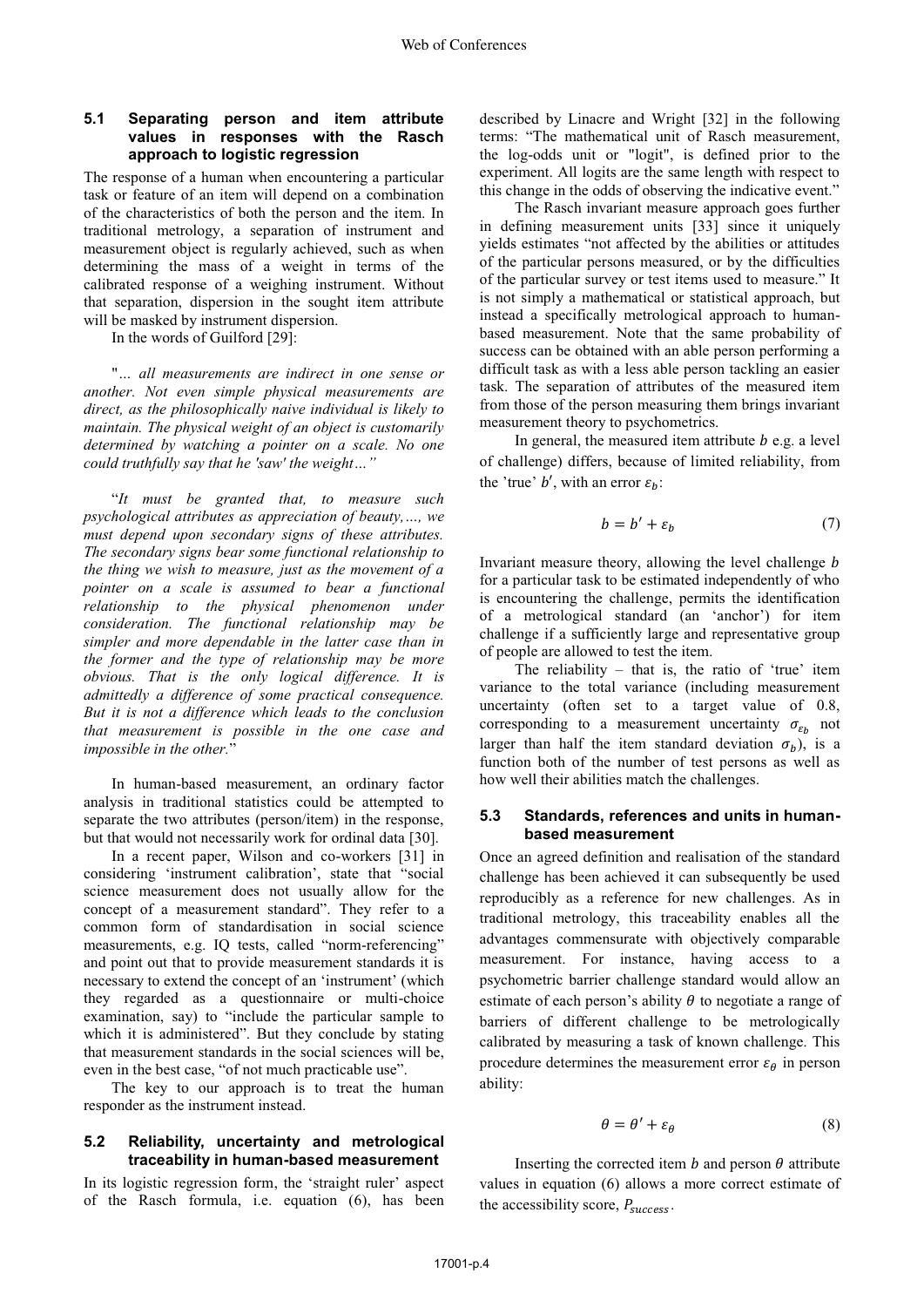### 5.1 Separating person and item attribute values in responses with the Rasch approach to logistic regression

The response of a human when encountering a particular task or feature of an item will depend on a combination of the characteristics of both the person and the item. In traditional metrology, a separation of instrument and measurement object is regularly achieved, such as when determining the mass of a weight in terms of the calibrated response of a weighing instrument. Without that separation, dispersion in the sought item attribute will be masked by instrument dispersion.

In the words of Guilford [29]:

"*… all measurements are indirect in one sense or another. Not even simple physical measurements are direct, as the philosophically naive individual is likely to maintain. The physical weight of an object is customarily determined by watching a pointer on a scale. No one could truthfully say that he 'saw' the weight…"*

"*It must be granted that, to measure such psychological attributes as appreciation of beauty,…, we must depend upon secondary signs of these attributes. The secondary signs bear some functional relationship to the thing we wish to measure, just as the movement of a pointer on a scale is assumed to bear a functional relationship to the physical phenomenon under consideration. The functional relationship may be simpler and more dependable in the latter case than in the former and the type of relationship may be more obvious. That is the only logical difference. It is admittedly a difference of some practical consequence. But it is not a difference which leads to the conclusion that measurement is possible in the one case and impossible in the other.*"

In human-based measurement, an ordinary factor analysis in traditional statistics could be attempted to separate the two attributes (person/item) in the response, but that would not necessarily work for ordinal data [30].

In a recent paper, Wilson and co-workers [31] in considering 'instrument calibration', state that "social science measurement does not usually allow for the concept of a measurement standard". They refer to a common form of standardisation in social science measurements, e.g. IQ tests, called "norm-referencing" and point out that to provide measurement standards it is necessary to extend the concept of an 'instrument' (which they regarded as a questionnaire or multi-choice examination, say) to "include the particular sample to which it is administered". But they conclude by stating that measurement standards in the social sciences will be, even in the best case, "of not much practicable use".

The key to our approach is to treat the human responder as the instrument instead.

### 5.2 Reliability, uncertainty and metrological traceability in human-based measurement

In its logistic regression form, the 'straight ruler' aspect of the Rasch formula, i.e. equation (6), has been described by Linacre and Wright [32] in the following terms: "The mathematical unit of Rasch measurement, the log-odds unit or "logit", is defined prior to the experiment. All logits are the same length with respect to this change in the odds of observing the indicative event."

The Rasch invariant measure approach goes further in defining measurement units [33] since it uniquely yields estimates "not affected by the abilities or attitudes of the particular persons measured, or by the difficulties of the particular survey or test items used to measure." It is not simply a mathematical or statistical approach, but instead a specifically metrological approach to human-based measurement. Note that the same probability of success can be obtained with an able person performing a difficult task as with a less able person tackling an easier task. The separation of attributes of the measured item from those of the person measuring them brings invariant measurement theory to psychometrics.

In general, the measured item attribute $b$ e.g. a level of challenge) differs, because of limited reliability, from the 'true' $b'$, with an error $\varepsilon_b$:

$$b = b' + \varepsilon_b \tag{7}$$

Invariant measure theory, allowing the level challenge $b$ for a particular task to be estimated independently of who is encountering the challenge, permits the identification of a metrological standard (an 'anchor') for item challenge if a sufficiently large and representative group of people are allowed to test the item.

The reliability – that is, the ratio of 'true' item variance to the total variance (including measurement uncertainty (often set to a target value of 0.8, corresponding to a measurement uncertainty $\sigma_{\varepsilon_b}$ not larger than half the item standard deviation $\sigma_b$), is a function both of the number of test persons as well as how well their abilities match the challenges.

### 5.3 Standards, references and units in human-based measurement

Once an agreed definition and realisation of the standard challenge has been achieved it can subsequently be used reproducibly as a reference for new challenges. As in traditional metrology, this traceability enables all the advantages commensurate with objectively comparable measurement. For instance, having access to a psychometric barrier challenge standard would allow an estimate of each person's ability $\theta$ to negotiate a range of barriers of different challenge to be metrologically calibrated by measuring a task of known challenge. This procedure determines the measurement error $\varepsilon_\theta$ in person ability:

$$\theta = \theta' + \varepsilon_\theta \tag{8}$$

Inserting the corrected item $b$ and person $\theta$ attribute values in equation (6) allows a more correct estimate of the accessibility score, $P_{success}$.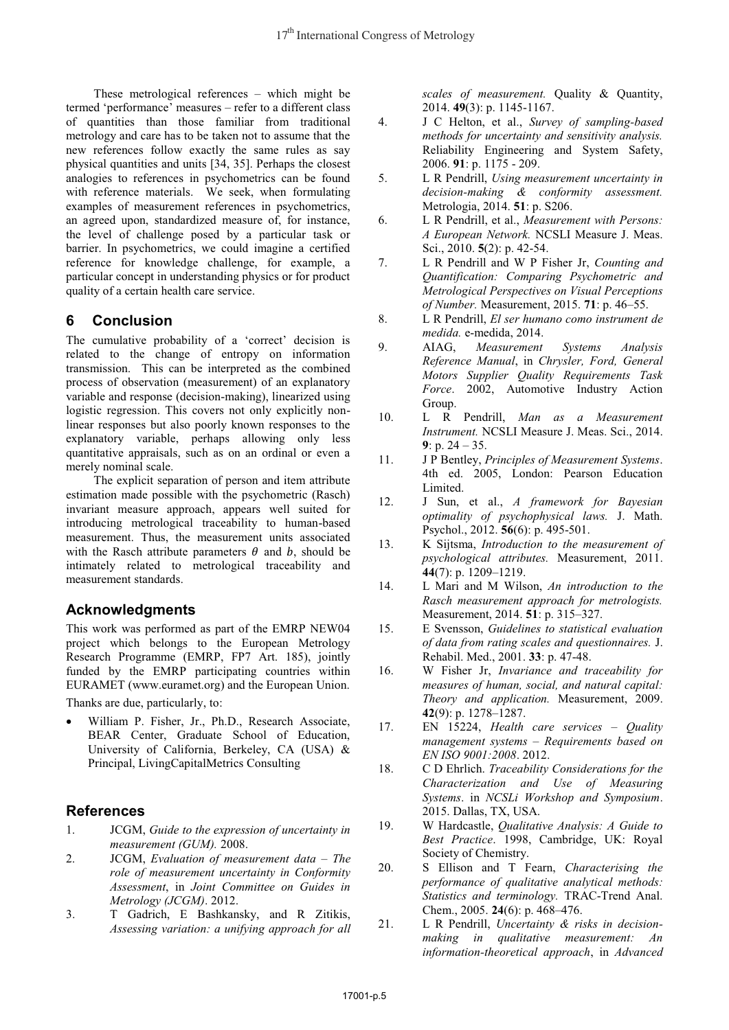These metrological references – which might be termed 'performance' measures – refer to a different class of quantities than those familiar from traditional metrology and care has to be taken not to assume that the new references follow exactly the same rules as say physical quantities and units [34, 35]. Perhaps the closest analogies to references in psychometrics can be found with reference materials. We seek, when formulating examples of measurement references in psychometrics, an agreed upon, standardized measure of, for instance, the level of challenge posed by a particular task or barrier. In psychometrics, we could imagine a certified reference for knowledge challenge, for example, a particular concept in understanding physics or for product quality of a certain health care service.

## 6 Conclusion

The cumulative probability of a 'correct' decision is related to the change of entropy on information transmission. This can be interpreted as the combined process of observation (measurement) of an explanatory variable and response (decision-making), linearized using logistic regression. This covers not only explicitly non-linear responses but also poorly known responses to the explanatory variable, perhaps allowing only less quantitative appraisals, such as on an ordinal or even a merely nominal scale.

The explicit separation of person and item attribute estimation made possible with the psychometric (Rasch) invariant measure approach, appears well suited for introducing metrological traceability to human-based measurement. Thus, the measurement units associated with the Rasch attribute parameters $\theta$ and $b$, should be intimately related to metrological traceability and measurement standards.

## Acknowledgments

This work was performed as part of the EMRP NEW04 project which belongs to the European Metrology Research Programme (EMRP, FP7 Art. 185), jointly funded by the EMRP participating countries within EURAMET (www.euramet.org) and the European Union.

Thanks are due, particularly, to:

- William P. Fisher, Jr., Ph.D., Research Associate, BEAR Center, Graduate School of Education, University of California, Berkeley, CA (USA) & Principal, LivingCapitalMetrics Consulting

## References

1. JCGM, *Guide to the expression of uncertainty in measurement (GUM).* 2008.
2. JCGM, *Evaluation of measurement data – The role of measurement uncertainty in Conformity Assessment*, in *Joint Committee on Guides in Metrology (JCGM)*. 2012.
3. T Gadrich, E Bashkansky, and R Zitikis, *Assessing variation: a unifying approach for all scales of measurement.* Quality & Quantity, 2014. **49**(3): p. 1145-1167.
4. J C Helton, et al., *Survey of sampling-based methods for uncertainty and sensitivity analysis.* Reliability Engineering and System Safety, 2006. **91**: p. 1175 - 209.
5. L R Pendrill, *Using measurement uncertainty in decision-making & conformity assessment.* Metrologia, 2014. **51**: p. S206.
6. L R Pendrill, et al., *Measurement with Persons: A European Network.* NCSLI Measure J. Meas. Sci., 2010. **5**(2): p. 42-54.
7. L R Pendrill and W P Fisher Jr, *Counting and Quantification: Comparing Psychometric and Metrological Perspectives on Visual Perceptions of Number.* Measurement, 2015. **71**: p. 46–55.
8. L R Pendrill, *El ser humano como instrument de medida.* e-medida, 2014.
9. AIAG, *Measurement Systems Analysis Reference Manual*, in *Chrysler, Ford, General Motors Supplier Quality Requirements Task Force*. 2002, Automotive Industry Action Group.
10. L R Pendrill, *Man as a Measurement Instrument.* NCSLI Measure J. Meas. Sci., 2014. **9**: p. 24 – 35.
11. J P Bentley, *Principles of Measurement Systems*. 4th ed. 2005, London: Pearson Education Limited.
12. J Sun, et al., *A framework for Bayesian optimality of psychophysical laws.* J. Math. Psychol., 2012. **56**(6): p. 495-501.
13. K Sijtsma, *Introduction to the measurement of psychological attributes.* Measurement, 2011. **44**(7): p. 1209–1219.
14. L Mari and M Wilson, *An introduction to the Rasch measurement approach for metrologists.* Measurement, 2014. **51**: p. 315–327.
15. E Svensson, *Guidelines to statistical evaluation of data from rating scales and questionnaires.* J. Rehabil. Med., 2001. **33**: p. 47-48.
16. W Fisher Jr, *Invariance and traceability for measures of human, social, and natural capital: Theory and application.* Measurement, 2009. **42**(9): p. 1278–1287.
17. EN 15224, *Health care services – Quality management systems – Requirements based on EN ISO 9001:2008*. 2012.
18. C D Ehrlich. *Traceability Considerations for the Characterization and Use of Measuring Systems*. in *NCSLi Workshop and Symposium*. 2015. Dallas, TX, USA.
19. W Hardcastle, *Qualitative Analysis: A Guide to Best Practice*. 1998, Cambridge, UK: Royal Society of Chemistry.
20. S Ellison and T Fearn, *Characterising the performance of qualitative analytical methods: Statistics and terminology.* TRAC-Trend Anal. Chem., 2005. **24**(6): p. 468–476.
21. L R Pendrill, *Uncertainty & risks in decision-making in qualitative measurement: An information-theoretical approach*, in *Advanced*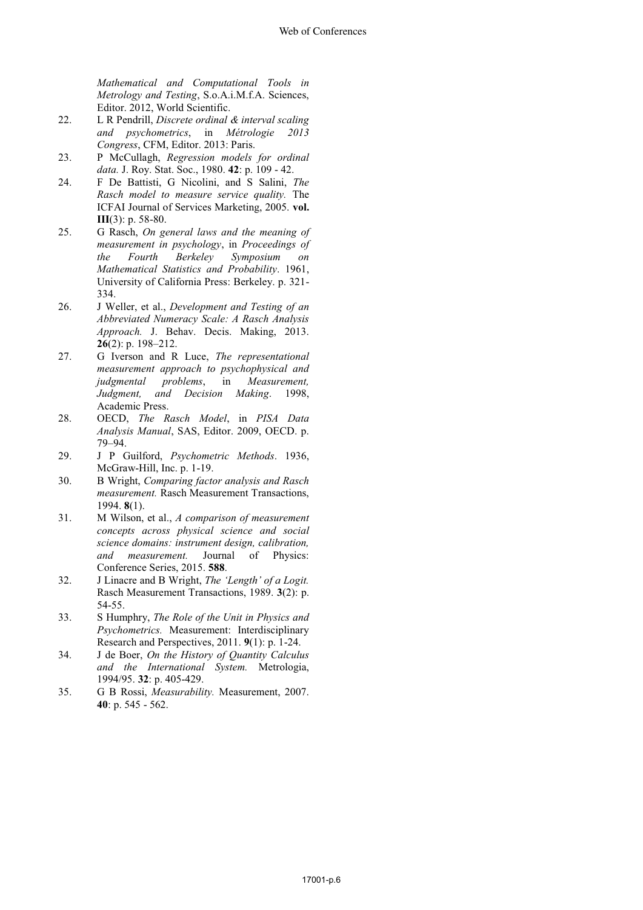*Mathematical and Computational Tools in Metrology and Testing*, S.o.A.i.M.f.A. Sciences, Editor. 2012, World Scientific.

22. L R Pendrill, *Discrete ordinal & interval scaling and psychometrics*, in *Métrologie 2013 Congress*, CFM, Editor. 2013: Paris.
23. P McCullagh, *Regression models for ordinal data.* J. Roy. Stat. Soc., 1980. **42**: p. 109 - 42.
24. F De Battisti, G Nicolini, and S Salini, *The Rasch model to measure service quality.* The ICFAI Journal of Services Marketing, 2005. **vol. III**(3): p. 58-80.
25. G Rasch, *On general laws and the meaning of measurement in psychology*, in *Proceedings of the Fourth Berkeley Symposium on Mathematical Statistics and Probability*. 1961, University of California Press: Berkeley. p. 321-334.
26. J Weller, et al., *Development and Testing of an Abbreviated Numeracy Scale: A Rasch Analysis Approach.* J. Behav. Decis. Making, 2013. **26**(2): p. 198–212.
27. G Iverson and R Luce, *The representational measurement approach to psychophysical and judgmental problems*, in *Measurement, Judgment, and Decision Making*. 1998, Academic Press.
28. OECD, *The Rasch Model*, in *PISA Data Analysis Manual*, SAS, Editor. 2009, OECD. p. 79–94.
29. J P Guilford, *Psychometric Methods*. 1936, McGraw-Hill, Inc. p. 1-19.
30. B Wright, *Comparing factor analysis and Rasch measurement.* Rasch Measurement Transactions, 1994. **8**(1).
31. M Wilson, et al., *A comparison of measurement concepts across physical science and social science domains: instrument design, calibration, and measurement.* Journal of Physics: Conference Series, 2015. **588**.
32. J Linacre and B Wright, *The 'Length' of a Logit.* Rasch Measurement Transactions, 1989. **3**(2): p. 54-55.
33. S Humphry, *The Role of the Unit in Physics and Psychometrics.* Measurement: Interdisciplinary Research and Perspectives, 2011. **9**(1): p. 1-24.
34. J de Boer, *On the History of Quantity Calculus and the International System.* Metrologia, 1994/95. **32**: p. 405-429.
35. G B Rossi, *Measurability.* Measurement, 2007. **40**: p. 545 - 562.